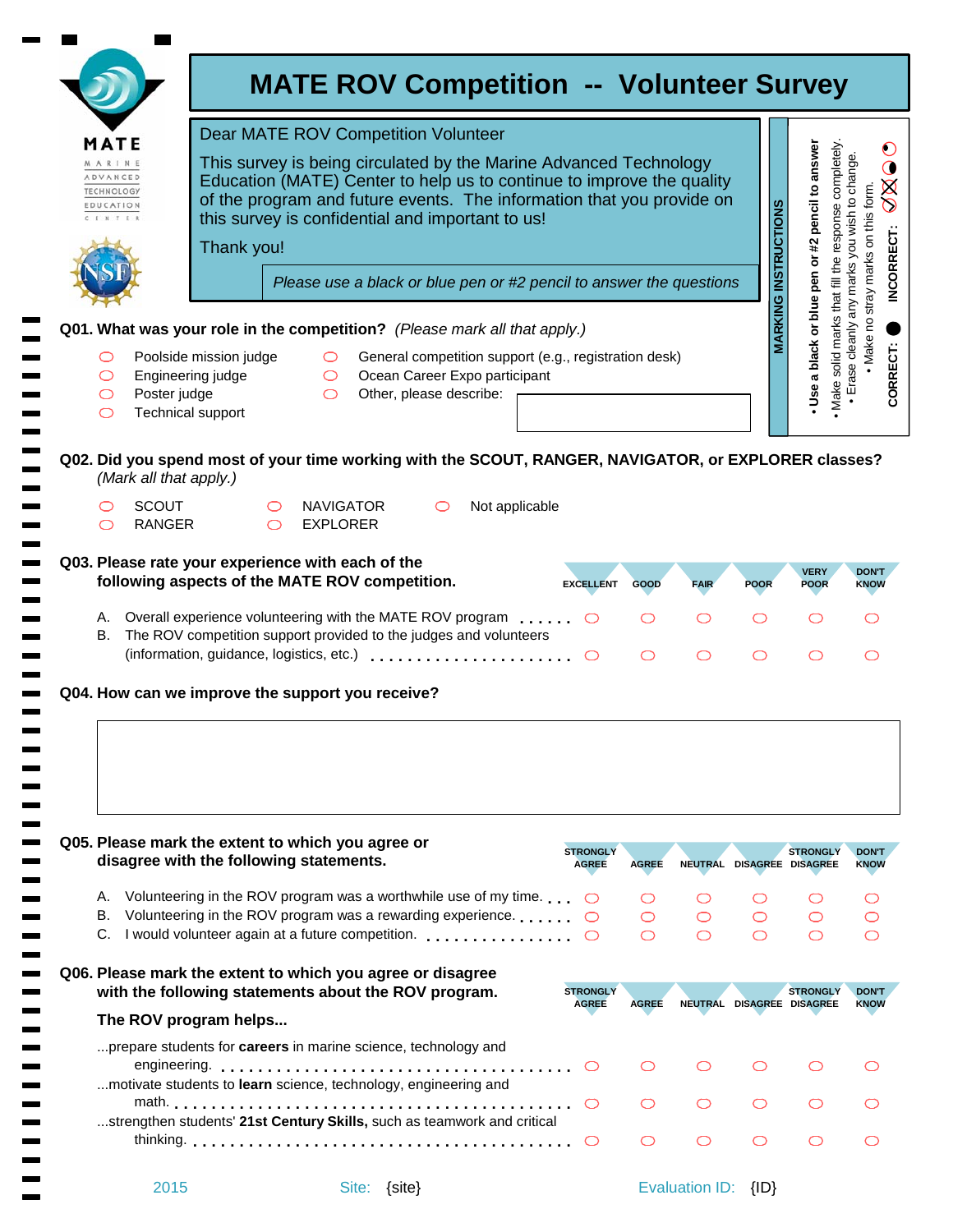MATE
MARINE ADVANCED TECHNOLOGY EDUCATION CENTER

# MATE ROV Competition -- Volunteer Survey

Dear MATE ROV Competition Volunteer

This survey is being circulated by the Marine Advanced Technology Education (MATE) Center to help us to continue to improve the quality of the program and future events. The information that you provide on this survey is confidential and important to us!

Thank you!

*Please use a black or blue pen or #2 pencil to answer the questions*

**MARKING INSTRUCTIONS**

- **Use a black or blue pen or #2 pencil to answer**
- Make solid marks that fill the response completely.
- Erase cleanly any marks you wish to change.
- Make no stray marks on this form.

**CORRECT:** ● **INCORRECT:** ✓ ✗ ◐ ○

**Q01. What was your role in the competition?** *(Please mark all that apply.)*

- ○ Poolside mission judge
- ○ Engineering judge
- ○ Poster judge
- ○ Technical support
- ○ General competition support (e.g., registration desk)
- ○ Ocean Career Expo participant
- ○ Other, please describe: ______

**Q02. Did you spend most of your time working with the SCOUT, RANGER, NAVIGATOR, or EXPLORER classes?** *(Mark all that apply.)*

- ○ SCOUT
- ○ RANGER
- ○ NAVIGATOR
- ○ EXPLORER
- ○ Not applicable

**Q03. Please rate your experience with each of the following aspects of the MATE ROV competition.**

| | EXCELLENT | GOOD | FAIR | POOR | VERY POOR | DON'T KNOW |
|---|---|---|---|---|---|---|
| A. Overall experience volunteering with the MATE ROV program | ○ | ○ | ○ | ○ | ○ | ○ |
| B. The ROV competition support provided to the judges and volunteers (information, guidance, logistics, etc.) | ○ | ○ | ○ | ○ | ○ | ○ |

**Q04. How can we improve the support you receive?**

______

**Q05. Please mark the extent to which you agree or disagree with the following statements.**

| | STRONGLY AGREE | AGREE | NEUTRAL | DISAGREE | STRONGLY DISAGREE | DON'T KNOW |
|---|---|---|---|---|---|---|
| A. Volunteering in the ROV program was a worthwhile use of my time. | ○ | ○ | ○ | ○ | ○ | ○ |
| B. Volunteering in the ROV program was a rewarding experience. | ○ | ○ | ○ | ○ | ○ | ○ |
| C. I would volunteer again at a future competition. | ○ | ○ | ○ | ○ | ○ | ○ |

**Q06. Please mark the extent to which you agree or disagree with the following statements about the ROV program.**

**The ROV program helps...**

| | STRONGLY AGREE | AGREE | NEUTRAL | DISAGREE | STRONGLY DISAGREE | DON'T KNOW |
|---|---|---|---|---|---|---|
| ...prepare students for **careers** in marine science, technology and engineering. | ○ | ○ | ○ | ○ | ○ | ○ |
| ...motivate students to **learn** science, technology, engineering and math. | ○ | ○ | ○ | ○ | ○ | ○ |
| ...strengthen students' **21st Century Skills,** such as teamwork and critical thinking. | ○ | ○ | ○ | ○ | ○ | ○ |

2015 Site: {site} Evaluation ID: {ID}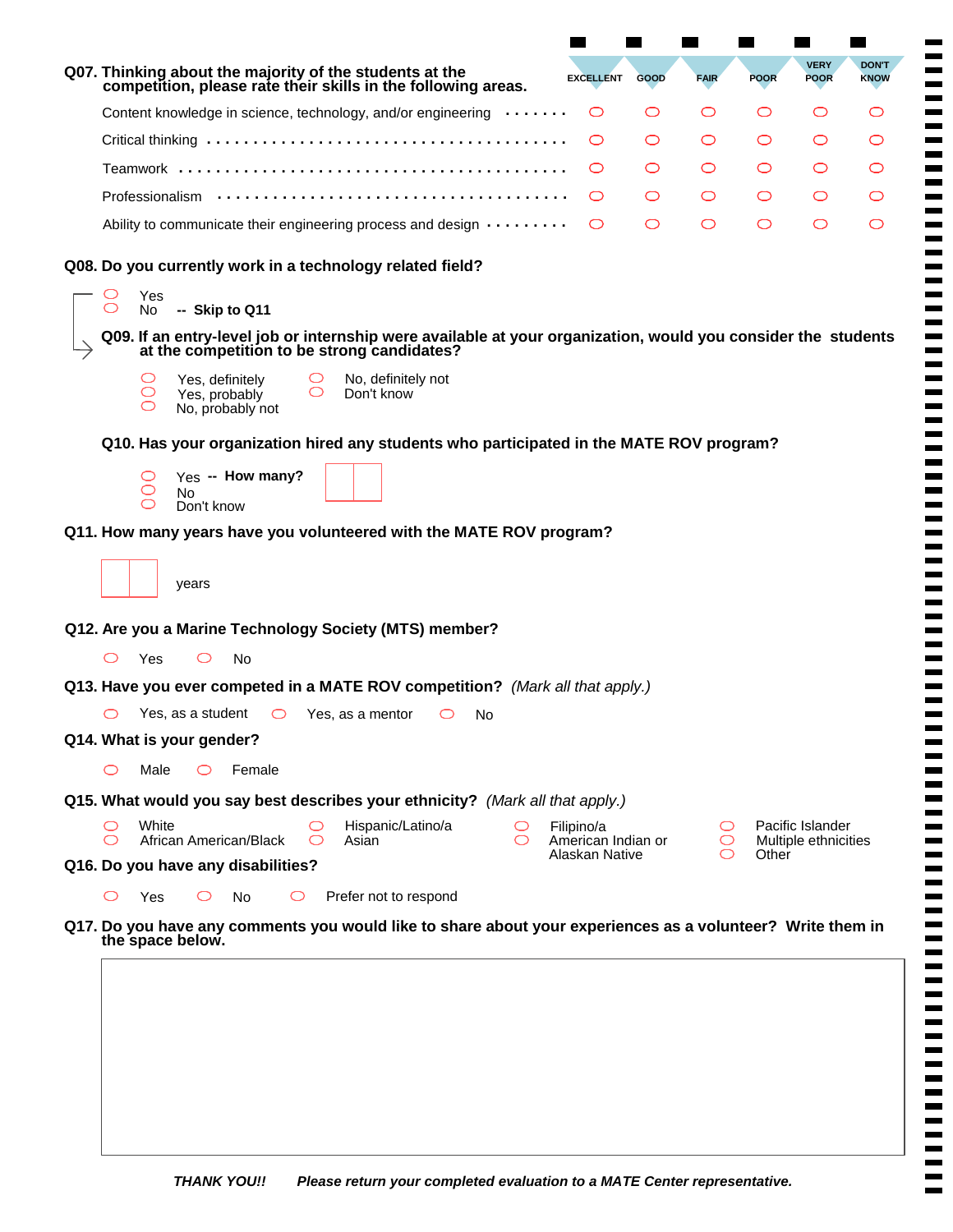**Q07. Thinking about the majority of the students at the competition, please rate their skills in the following areas.**

| | EXCELLENT | GOOD | FAIR | POOR | VERY POOR | DON'T KNOW |
|---|---|---|---|---|---|---|
| Content knowledge in science, technology, and/or engineering | ○ | ○ | ○ | ○ | ○ | ○ |
| Critical thinking | ○ | ○ | ○ | ○ | ○ | ○ |
| Teamwork | ○ | ○ | ○ | ○ | ○ | ○ |
| Professionalism | ○ | ○ | ○ | ○ | ○ | ○ |
| Ability to communicate their engineering process and design | ○ | ○ | ○ | ○ | ○ | ○ |

**Q08. Do you currently work in a technology related field?**

- ○ Yes
- ○ No **-- Skip to Q11**

**Q09. If an entry-level job or internship were available at your organization, would you consider the students at the competition to be strong candidates?**

- ○ Yes, definitely
- ○ Yes, probably
- ○ No, probably not
- ○ No, definitely not
- ○ Don't know

**Q10. Has your organization hired any students who participated in the MATE ROV program?**

- ○ Yes **-- How many?** [ ][ ]
- ○ No
- ○ Don't know

**Q11. How many years have you volunteered with the MATE ROV program?**

[ ][ ] years

**Q12. Are you a Marine Technology Society (MTS) member?**

- ○ Yes
- ○ No

**Q13. Have you ever competed in a MATE ROV competition?** *(Mark all that apply.)*

- ○ Yes, as a student
- ○ Yes, as a mentor
- ○ No

**Q14. What is your gender?**

- ○ Male
- ○ Female

**Q15. What would you say best describes your ethnicity?** *(Mark all that apply.)*

- ○ White
- ○ African American/Black
- ○ Hispanic/Latino/a
- ○ Asian
- ○ Filipino/a
- ○ American Indian or Alaskan Native
- ○ Pacific Islander
- ○ Multiple ethnicities
- ○ Other

**Q16. Do you have any disabilities?**

- ○ Yes
- ○ No
- ○ Prefer not to respond

**Q17. Do you have any comments you would like to share about your experiences as a volunteer? Write them in the space below.**

***THANK YOU!!*** ***Please return your completed evaluation to a MATE Center representative.***